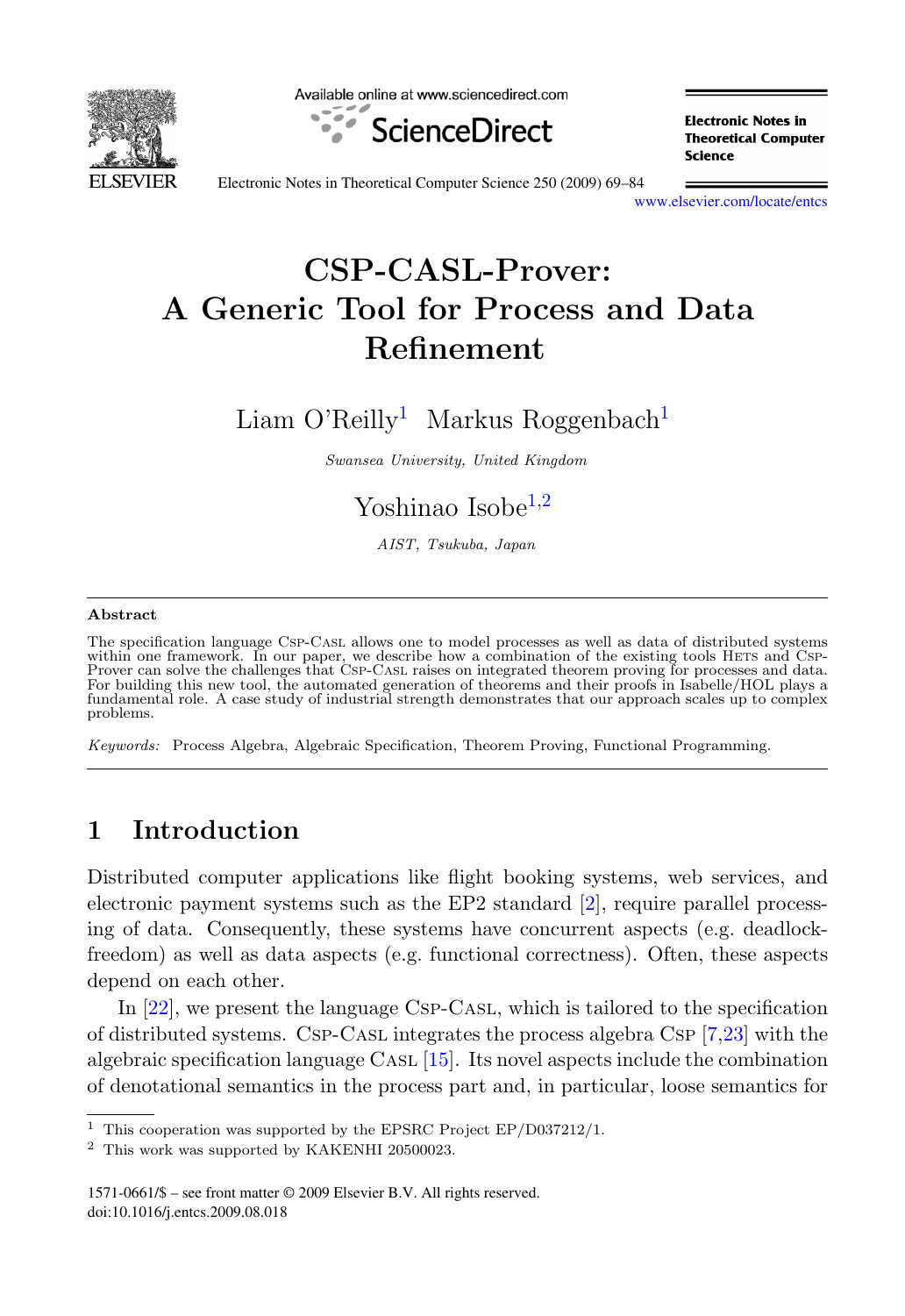# CSP-CASL-Prover: A Generic Tool for Process and Data Refinement

Liam O'Reilly[1] Markus Roggenbach[1]

*Swansea University, United Kingdom*

Yoshinao Isobe[1,2]

*AIST, Tsukuba, Japan*

## Abstract

The specification language Csp-Casl allows one to model processes as well as data of distributed systems within one framework. In our paper, we describe how a combination of the existing tools Hets and Csp-Prover can solve the challenges that Csp-Casl raises on integrated theorem proving for processes and data. For building this new tool, the automated generation of theorems and their proofs in Isabelle/HOL plays a fundamental role. A case study of industrial strength demonstrates that our approach scales up to complex problems.

*Keywords:* Process Algebra, Algebraic Specification, Theorem Proving, Functional Programming.

## 1 Introduction

Distributed computer applications like flight booking systems, web services, and electronic payment systems such as the EP2 standard [2], require parallel processing of data. Consequently, these systems have concurrent aspects (e.g. deadlock-freedom) as well as data aspects (e.g. functional correctness). Often, these aspects depend on each other.

In [22], we present the language Csp-Casl, which is tailored to the specification of distributed systems. Csp-Casl integrates the process algebra Csp [7,23] with the algebraic specification language Casl [15]. Its novel aspects include the combination of denotational semantics in the process part and, in particular, loose semantics for

---

[1] This cooperation was supported by the EPSRC Project EP/D037212/1.

[2] This work was supported by KAKENHI 20500023.

1571-0661/$ – see front matter © 2009 Elsevier B.V. All rights reserved.
doi:10.1016/j.entcs.2009.08.018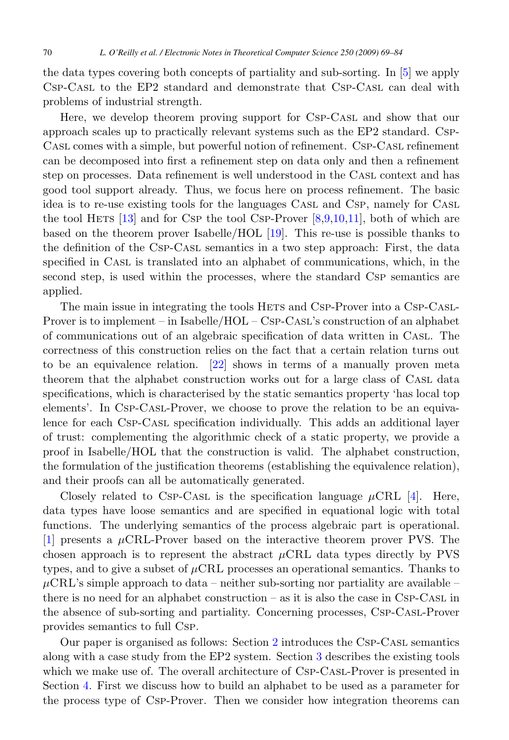the data types covering both concepts of partiality and sub-sorting. In [5] we apply Csp-Casl to the EP2 standard and demonstrate that Csp-Casl can deal with problems of industrial strength.

Here, we develop theorem proving support for Csp-Casl and show that our approach scales up to practically relevant systems such as the EP2 standard. Csp-Casl comes with a simple, but powerful notion of refinement. Csp-Casl refinement can be decomposed into first a refinement step on data only and then a refinement step on processes. Data refinement is well understood in the Casl context and has good tool support already. Thus, we focus here on process refinement. The basic idea is to re-use existing tools for the languages Casl and Csp, namely for Casl the tool Hets [13] and for Csp the tool Csp-Prover [8,9,10,11], both of which are based on the theorem prover Isabelle/HOL [19]. This re-use is possible thanks to the definition of the Csp-Casl semantics in a two step approach: First, the data specified in Casl is translated into an alphabet of communications, which, in the second step, is used within the processes, where the standard Csp semantics are applied.

The main issue in integrating the tools Hets and Csp-Prover into a Csp-Casl-Prover is to implement – in Isabelle/HOL – Csp-Casl's construction of an alphabet of communications out of an algebraic specification of data written in Casl. The correctness of this construction relies on the fact that a certain relation turns out to be an equivalence relation. [22] shows in terms of a manually proven meta theorem that the alphabet construction works out for a large class of Casl data specifications, which is characterised by the static semantics property 'has local top elements'. In Csp-Casl-Prover, we choose to prove the relation to be an equivalence for each Csp-Casl specification individually. This adds an additional layer of trust: complementing the algorithmic check of a static property, we provide a proof in Isabelle/HOL that the construction is valid. The alphabet construction, the formulation of the justification theorems (establishing the equivalence relation), and their proofs can all be automatically generated.

Closely related to Csp-Casl is the specification language $\mu$CRL [4]. Here, data types have loose semantics and are specified in equational logic with total functions. The underlying semantics of the process algebraic part is operational. [1] presents a $\mu$CRL-Prover based on the interactive theorem prover PVS. The chosen approach is to represent the abstract $\mu$CRL data types directly by PVS types, and to give a subset of $\mu$CRL processes an operational semantics. Thanks to $\mu$CRL's simple approach to data – neither sub-sorting nor partiality are available – there is no need for an alphabet construction – as it is also the case in Csp-Casl in the absence of sub-sorting and partiality. Concerning processes, Csp-Casl-Prover provides semantics to full Csp.

Our paper is organised as follows: Section 2 introduces the Csp-Casl semantics along with a case study from the EP2 system. Section 3 describes the existing tools which we make use of. The overall architecture of Csp-Casl-Prover is presented in Section 4. First we discuss how to build an alphabet to be used as a parameter for the process type of Csp-Prover. Then we consider how integration theorems can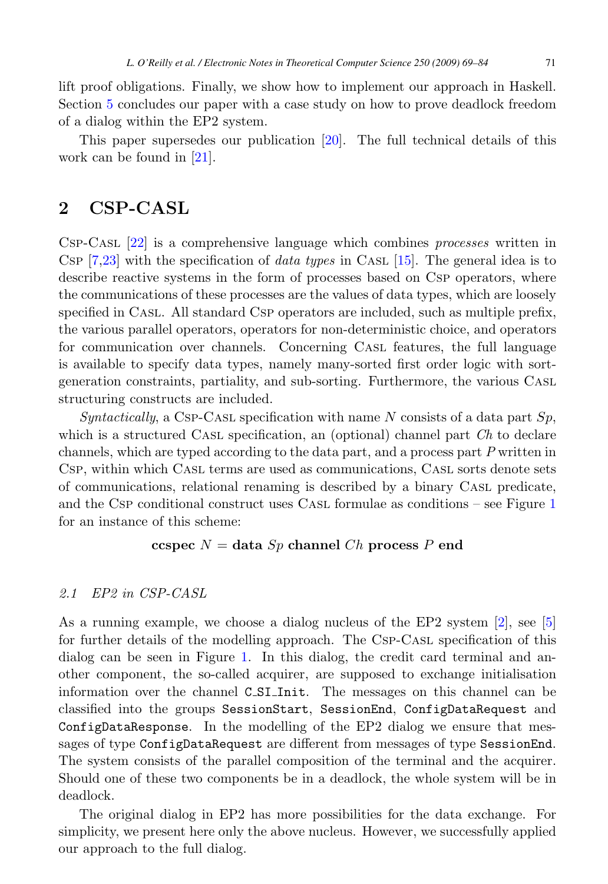lift proof obligations. Finally, we show how to implement our approach in Haskell. Section 5 concludes our paper with a case study on how to prove deadlock freedom of a dialog within the EP2 system.

This paper supersedes our publication [20]. The full technical details of this work can be found in [21].

## 2 CSP-CASL

Csp-Casl [22] is a comprehensive language which combines *processes* written in Csp [7,23] with the specification of *data types* in Casl [15]. The general idea is to describe reactive systems in the form of processes based on Csp operators, where the communications of these processes are the values of data types, which are loosely specified in Casl. All standard Csp operators are included, such as multiple prefix, the various parallel operators, operators for non-deterministic choice, and operators for communication over channels. Concerning Casl features, the full language is available to specify data types, namely many-sorted first order logic with sort-generation constraints, partiality, and sub-sorting. Furthermore, the various Casl structuring constructs are included.

*Syntactically*, a Csp-Casl specification with name $N$ consists of a data part $Sp$, which is a structured Casl specification, an (optional) channel part $Ch$ to declare channels, which are typed according to the data part, and a process part $P$ written in Csp, within which Casl terms are used as communications, Casl sorts denote sets of communications, relational renaming is described by a binary Casl predicate, and the Csp conditional construct uses Casl formulae as conditions – see Figure 1 for an instance of this scheme:

$$\textbf{ccspec}\ N = \textbf{data}\ Sp\ \textbf{channel}\ Ch\ \textbf{process}\ P\ \textbf{end}$$

### 2.1 EP2 in CSP-CASL

As a running example, we choose a dialog nucleus of the EP2 system [2], see [5] for further details of the modelling approach. The Csp-Casl specification of this dialog can be seen in Figure 1. In this dialog, the credit card terminal and another component, the so-called acquirer, are supposed to exchange initialisation information over the channel `C_SI_Init`. The messages on this channel can be classified into the groups `SessionStart`, `SessionEnd`, `ConfigDataRequest` and `ConfigDataResponse`. In the modelling of the EP2 dialog we ensure that messages of type `ConfigDataRequest` are different from messages of type `SessionEnd`. The system consists of the parallel composition of the terminal and the acquirer. Should one of these two components be in a deadlock, the whole system will be in deadlock.

The original dialog in EP2 has more possibilities for the data exchange. For simplicity, we present here only the above nucleus. However, we successfully applied our approach to the full dialog.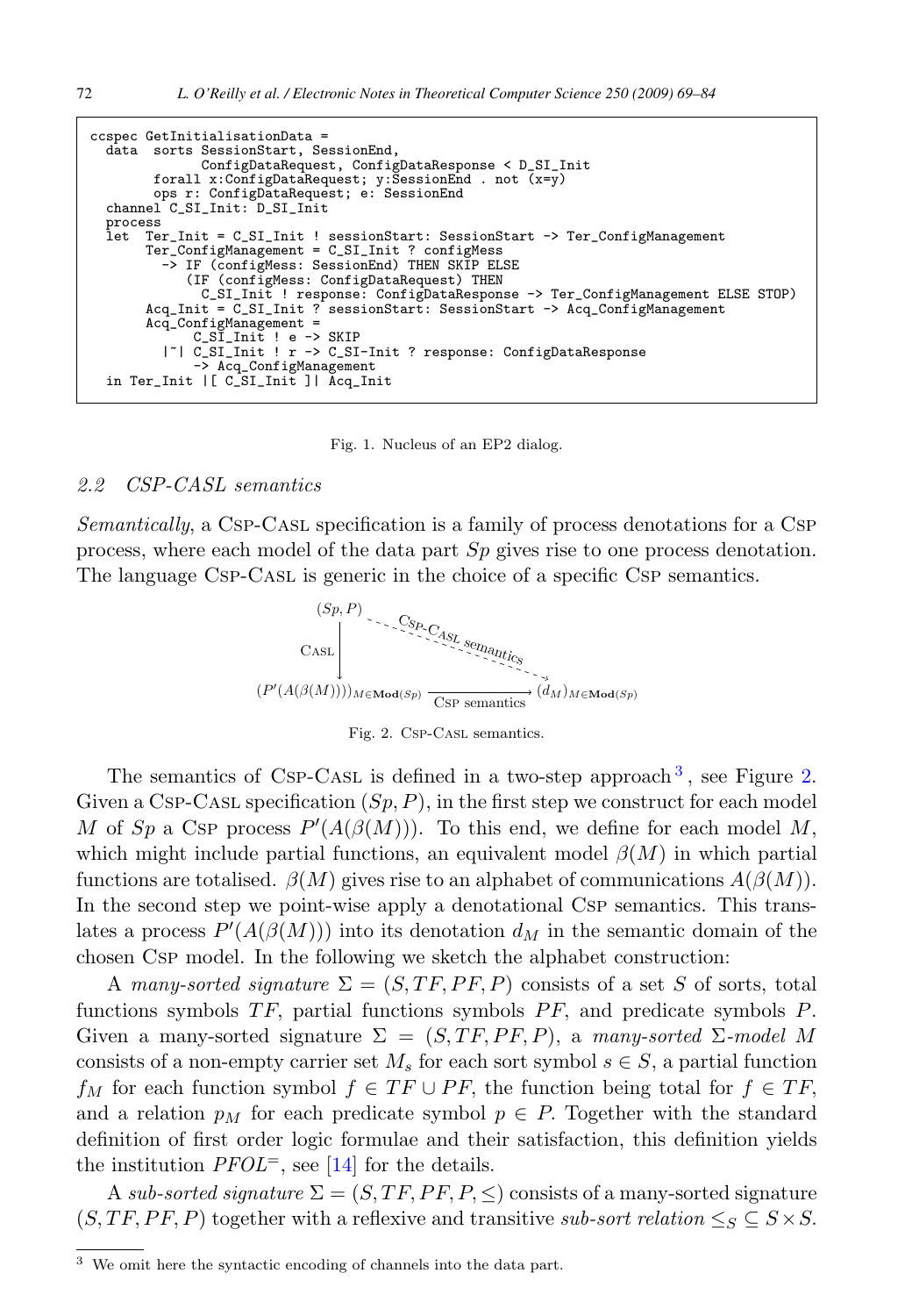```
ccspec GetInitialisationData =
  data  sorts SessionStart, SessionEnd,
              ConfigDataRequest, ConfigDataResponse < D_SI_Init
        forall x:ConfigDataRequest; y:SessionEnd . not (x=y)
        ops r: ConfigDataRequest; e: SessionEnd
  channel C_SI_Init: D_SI_Init
  process
  let  Ter_Init = C_SI_Init ! sessionStart: SessionStart -> Ter_ConfigManagement
       Ter_ConfigManagement = C_SI_Init ? configMess
         -> IF (configMess: SessionEnd) THEN SKIP ELSE
            (IF (configMess: ConfigDataRequest) THEN
              C_SI_Init ! response: ConfigDataResponse -> Ter_ConfigManagement ELSE STOP)
       Acq_Init = C_SI_Init ? sessionStart: SessionStart -> Acq_ConfigManagement
       Acq_ConfigManagement =
             C_SI_Init ! e -> SKIP
         |~| C_SI_Init ! r -> C_SI-Init ? response: ConfigDataResponse
             -> Acq_ConfigManagement
  in Ter_Init |[ C_SI_Init ]| Acq_Init
```

Fig. 1. Nucleus of an EP2 dialog.

### 2.2 CSP-CASL semantics

*Semantically*, a CSP-CASL specification is a family of process denotations for a CSP process, where each model of the data part $Sp$ gives rise to one process denotation. The language CSP-CASL is generic in the choice of a specific CSP semantics.

$$
\begin{array}{ccc}
(Sp, P) & \overset{\text{CSP-CASL semantics}}{\dashrightarrow} & \\
\downarrow \text{CASL} & & \\
(P'(A(\beta(M))))_{M \in \mathbf{Mod}(Sp)} & \xrightarrow{\text{CSP semantics}} & (d_M)_{M \in \mathbf{Mod}(Sp)}
\end{array}
$$

Fig. 2. CSP-CASL semantics.

The semantics of CSP-CASL is defined in a two-step approach [3], see Figure 2. Given a CSP-CASL specification $(Sp, P)$, in the first step we construct for each model $M$ of $Sp$ a CSP process $P'(A(\beta(M)))$. To this end, we define for each model $M$, which might include partial functions, an equivalent model $\beta(M)$ in which partial functions are totalised. $\beta(M)$ gives rise to an alphabet of communications $A(\beta(M))$. In the second step we point-wise apply a denotational CSP semantics. This translates a process $P'(A(\beta(M)))$ into its denotation $d_M$ in the semantic domain of the chosen CSP model. In the following we sketch the alphabet construction:

A *many-sorted signature* $\Sigma = (S, TF, PF, P)$ consists of a set $S$ of sorts, total functions symbols $TF$, partial functions symbols $PF$, and predicate symbols $P$. Given a many-sorted signature $\Sigma = (S, TF, PF, P)$, a *many-sorted* $\Sigma$*-model* $M$ consists of a non-empty carrier set $M_s$ for each sort symbol $s \in S$, a partial function $f_M$ for each function symbol $f \in TF \cup PF$, the function being total for $f \in TF$, and a relation $p_M$ for each predicate symbol $p \in P$. Together with the standard definition of first order logic formulae and their satisfaction, this definition yields the institution $PFOL^=$, see [14] for the details.

A *sub-sorted signature* $\Sigma = (S, TF, PF, P, \leq)$ consists of a many-sorted signature $(S, TF, PF, P)$ together with a reflexive and transitive *sub-sort relation* $\leq_S \subseteq S \times S$.

[3] We omit here the syntactic encoding of channels into the data part.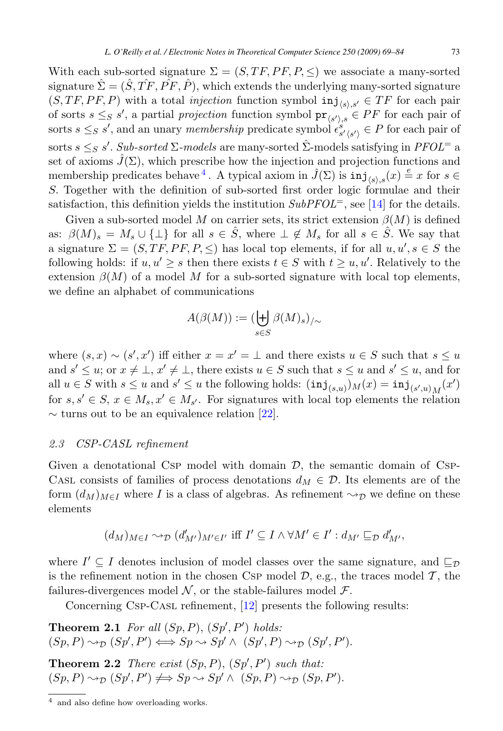With each sub-sorted signature $\Sigma = (S, TF, PF, P, \leq)$ we associate a many-sorted signature $\hat{\Sigma} = (\hat{S}, \hat{TF}, \hat{PF}, \hat{P})$, which extends the underlying many-sorted signature $(S, TF, PF, P)$ with a total *injection* function symbol $\mathtt{inj}_{\langle s \rangle, s'} \in TF$ for each pair of sorts $s \leq_S s'$, a partial *projection* function symbol $\mathtt{pr}_{\langle s' \rangle, s} \in PF$ for each pair of sorts $s \leq_S s'$, and an unary *membership* predicate symbol $\epsilon^{s}_{s' \langle s' \rangle} \in P$ for each pair of sorts $s \leq_S s'$. *Sub-sorted* $\Sigma$*-models* are many-sorted $\hat{\Sigma}$-models satisfying in $PFOL^{=}$ a set of axioms $\hat{J}(\Sigma)$, which prescribe how the injection and projection functions and membership predicates behave[4]. A typical axiom in $\hat{J}(\Sigma)$ is $\mathtt{inj}_{\langle s \rangle, s}(x) \stackrel{e}{=} x$ for $s \in S$. Together with the definition of sub-sorted first order logic formulae and their satisfaction, this definition yields the institution $SubPFOL^{=}$, see [14] for the details.

Given a sub-sorted model $M$ on carrier sets, its strict extension $\beta(M)$ is defined as: $\beta(M)_s = M_s \cup \{\bot\}$ for all $s \in \hat{S}$, where $\bot \notin M_s$ for all $s \in \hat{S}$. We say that a signature $\Sigma = (S, TF, PF, P, \leq)$ has local top elements, if for all $u, u', s \in S$ the following holds: if $u, u' \geq s$ then there exists $t \in S$ with $t \geq u, u'$. Relatively to the extension $\beta(M)$ of a model $M$ for a sub-sorted signature with local top elements, we define an alphabet of communications

$$A(\beta(M)) := (\biguplus_{s \in S} \beta(M)_s)_{/\sim}$$

where $(s, x) \sim (s', x')$ iff either $x = x' = \bot$ and there exists $u \in S$ such that $s \leq u$ and $s' \leq u$; or $x \neq \bot$, $x' \neq \bot$, there exists $u \in S$ such that $s \leq u$ and $s' \leq u$, and for all $u \in S$ with $s \leq u$ and $s' \leq u$ the following holds: $(\mathtt{inj}_{(s,u)})_M(x) = \mathtt{inj}_{(s',u)_M}(x')$ for $s, s' \in S$, $x \in M_s, x' \in M_{s'}$. For signatures with local top elements the relation $\sim$ turns out to be an equivalence relation [22].

### 2.3 CSP-CASL refinement

Given a denotational CSP model with domain $\mathcal{D}$, the semantic domain of CSP-CASL consists of families of process denotations $d_M \in \mathcal{D}$. Its elements are of the form $(d_M)_{M \in I}$ where $I$ is a class of algebras. As refinement $\rightsquigarrow_{\mathcal{D}}$ we define on these elements

$$(d_M)_{M \in I} \rightsquigarrow_{\mathcal{D}} (d'_{M'})_{M' \in I'} \text{ iff } I' \subseteq I \wedge \forall M' \in I' : d_{M'} \sqsubseteq_{\mathcal{D}} d'_{M'},$$

where $I' \subseteq I$ denotes inclusion of model classes over the same signature, and $\sqsubseteq_{\mathcal{D}}$ is the refinement notion in the chosen CSP model $\mathcal{D}$, e.g., the traces model $\mathcal{T}$, the failures-divergences model $\mathcal{N}$, or the stable-failures model $\mathcal{F}$.

Concerning CSP-CASL refinement, [12] presents the following results:

**Theorem 2.1** *For all* $(Sp, P)$, $(Sp', P')$ *holds:*
$(Sp, P) \rightsquigarrow_{\mathcal{D}} (Sp', P') \Longleftrightarrow Sp \rightsquigarrow Sp' \wedge\ (Sp', P) \rightsquigarrow_{\mathcal{D}} (Sp', P')$.

**Theorem 2.2** *There exist* $(Sp, P)$, $(Sp', P')$ *such that:*
$(Sp, P) \rightsquigarrow_{\mathcal{D}} (Sp', P') \not\Longleftarrow Sp \rightsquigarrow Sp' \wedge\ (Sp, P) \rightsquigarrow_{\mathcal{D}} (Sp, P')$.

[4] and also define how overloading works.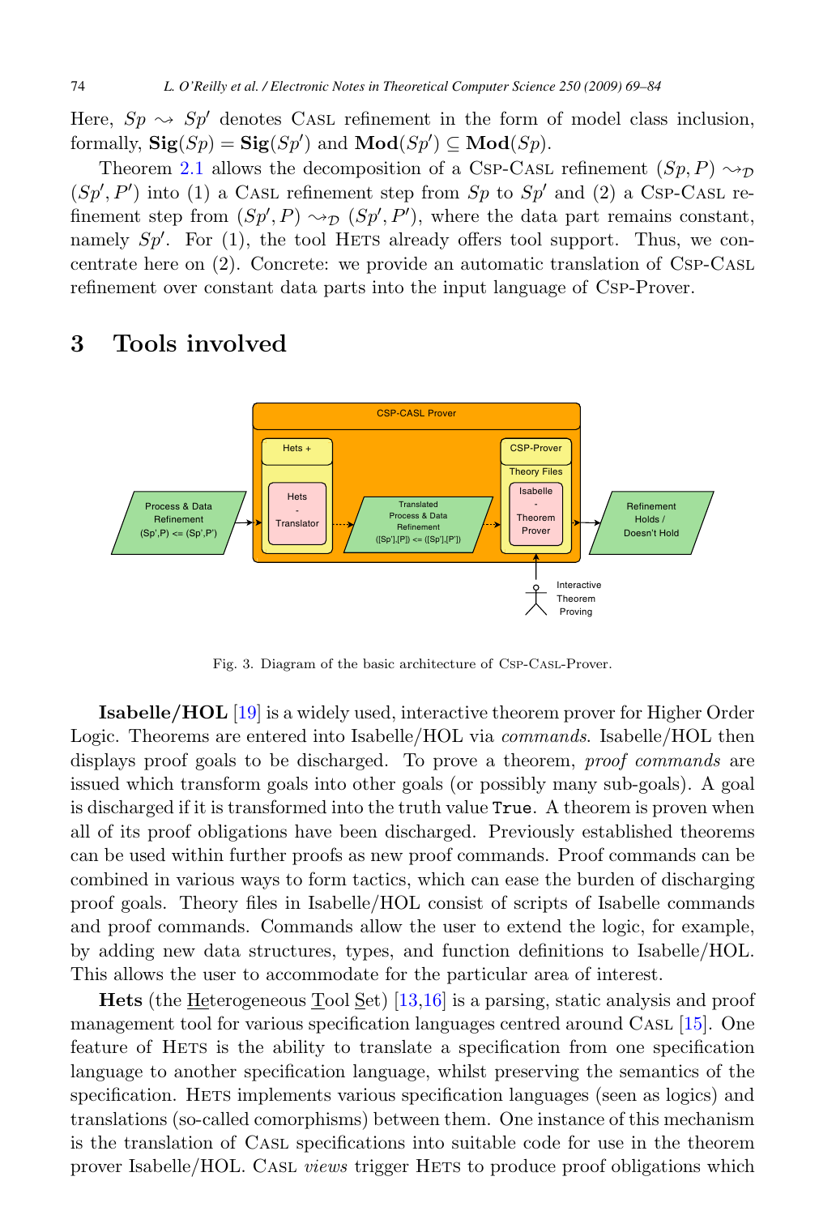Here, $Sp \rightsquigarrow Sp'$ denotes CASL refinement in the form of model class inclusion, formally, $\mathbf{Sig}(Sp) = \mathbf{Sig}(Sp')$ and $\mathbf{Mod}(Sp') \subseteq \mathbf{Mod}(Sp)$.

Theorem 2.1 allows the decomposition of a CSP-CASL refinement $(Sp, P) \rightsquigarrow_{\mathcal{D}} (Sp', P')$ into (1) a CASL refinement step from $Sp$ to $Sp'$ and (2) a CSP-CASL refinement step from $(Sp', P) \rightsquigarrow_{\mathcal{D}} (Sp', P')$, where the data part remains constant, namely $Sp'$. For (1), the tool HETS already offers tool support. Thus, we concentrate here on (2). Concrete: we provide an automatic translation of CSP-CASL refinement over constant data parts into the input language of CSP-Prover.

## 3 Tools involved

Fig. 3. Diagram of the basic architecture of CSP-CASL-Prover.

**Isabelle/HOL** [19] is a widely used, interactive theorem prover for Higher Order Logic. Theorems are entered into Isabelle/HOL via *commands*. Isabelle/HOL then displays proof goals to be discharged. To prove a theorem, *proof commands* are issued which transform goals into other goals (or possibly many sub-goals). A goal is discharged if it is transformed into the truth value `True`. A theorem is proven when all of its proof obligations have been discharged. Previously established theorems can be used within further proofs as new proof commands. Proof commands can be combined in various ways to form tactics, which can ease the burden of discharging proof goals. Theory files in Isabelle/HOL consist of scripts of Isabelle commands and proof commands. Commands allow the user to extend the logic, for example, by adding new data structures, types, and function definitions to Isabelle/HOL. This allows the user to accommodate for the particular area of interest.

**Hets** (the Heterogeneous Tool Set) [13,16] is a parsing, static analysis and proof management tool for various specification languages centred around CASL [15]. One feature of HETS is the ability to translate a specification from one specification language to another specification language, whilst preserving the semantics of the specification. HETS implements various specification languages (seen as logics) and translations (so-called comorphisms) between them. One instance of this mechanism is the translation of CASL specifications into suitable code for use in the theorem prover Isabelle/HOL. CASL *views* trigger HETS to produce proof obligations which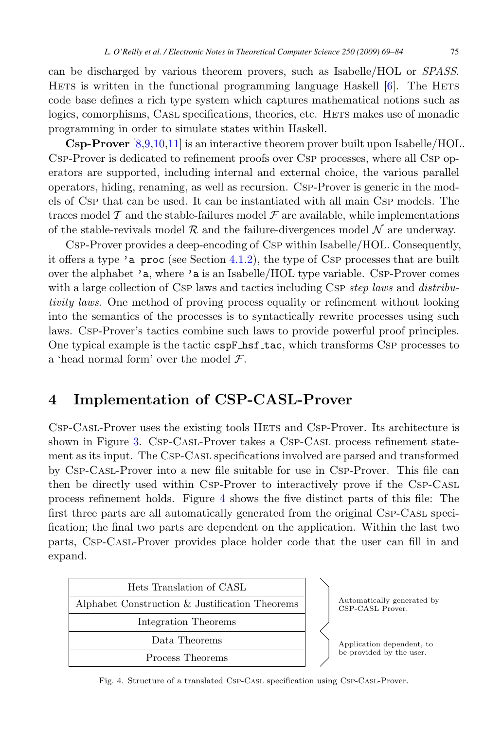can be discharged by various theorem provers, such as Isabelle/HOL or *SPASS*. Hets is written in the functional programming language Haskell [6]. The Hets code base defines a rich type system which captures mathematical notions such as logics, comorphisms, Casl specifications, theories, etc. Hets makes use of monadic programming in order to simulate states within Haskell.

**Csp-Prover** [8,9,10,11] is an interactive theorem prover built upon Isabelle/HOL. Csp-Prover is dedicated to refinement proofs over Csp processes, where all Csp operators are supported, including internal and external choice, the various parallel operators, hiding, renaming, as well as recursion. Csp-Prover is generic in the models of Csp that can be used. It can be instantiated with all main Csp models. The traces model $\mathcal{T}$ and the stable-failures model $\mathcal{F}$ are available, while implementations of the stable-revivals model $\mathcal{R}$ and the failure-divergences model $\mathcal{N}$ are underway.

Csp-Prover provides a deep-encoding of Csp within Isabelle/HOL. Consequently, it offers a type `'a proc` (see Section 4.1.2), the type of Csp processes that are built over the alphabet `'a`, where `'a` is an Isabelle/HOL type variable. Csp-Prover comes with a large collection of Csp laws and tactics including Csp *step laws* and *distributivity laws*. One method of proving process equality or refinement without looking into the semantics of the processes is to syntactically rewrite processes using such laws. Csp-Prover's tactics combine such laws to provide powerful proof principles. One typical example is the tactic `cspF_hsf_tac`, which transforms Csp processes to a 'head normal form' over the model $\mathcal{F}$.

## 4 Implementation of CSP-CASL-Prover

Csp-Casl-Prover uses the existing tools Hets and Csp-Prover. Its architecture is shown in Figure 3. Csp-Casl-Prover takes a Csp-Casl process refinement statement as its input. The Csp-Casl specifications involved are parsed and transformed by Csp-Casl-Prover into a new file suitable for use in Csp-Prover. This file can then be directly used within Csp-Prover to interactively prove if the Csp-Casl process refinement holds. Figure 4 shows the five distinct parts of this file: The first three parts are all automatically generated from the original Csp-Casl specification; the final two parts are dependent on the application. Within the last two parts, Csp-Casl-Prover provides place holder code that the user can fill in and expand.

| File part | |
|---|---|
| Hets Translation of CASL | Automatically generated by CSP-CASL Prover. |
| Alphabet Construction & Justification Theorems | |
| Integration Theorems | |
| Data Theorems | Application dependent, to be provided by the user. |
| Process Theorems | |

Fig. 4. Structure of a translated Csp-Casl specification using Csp-Casl-Prover.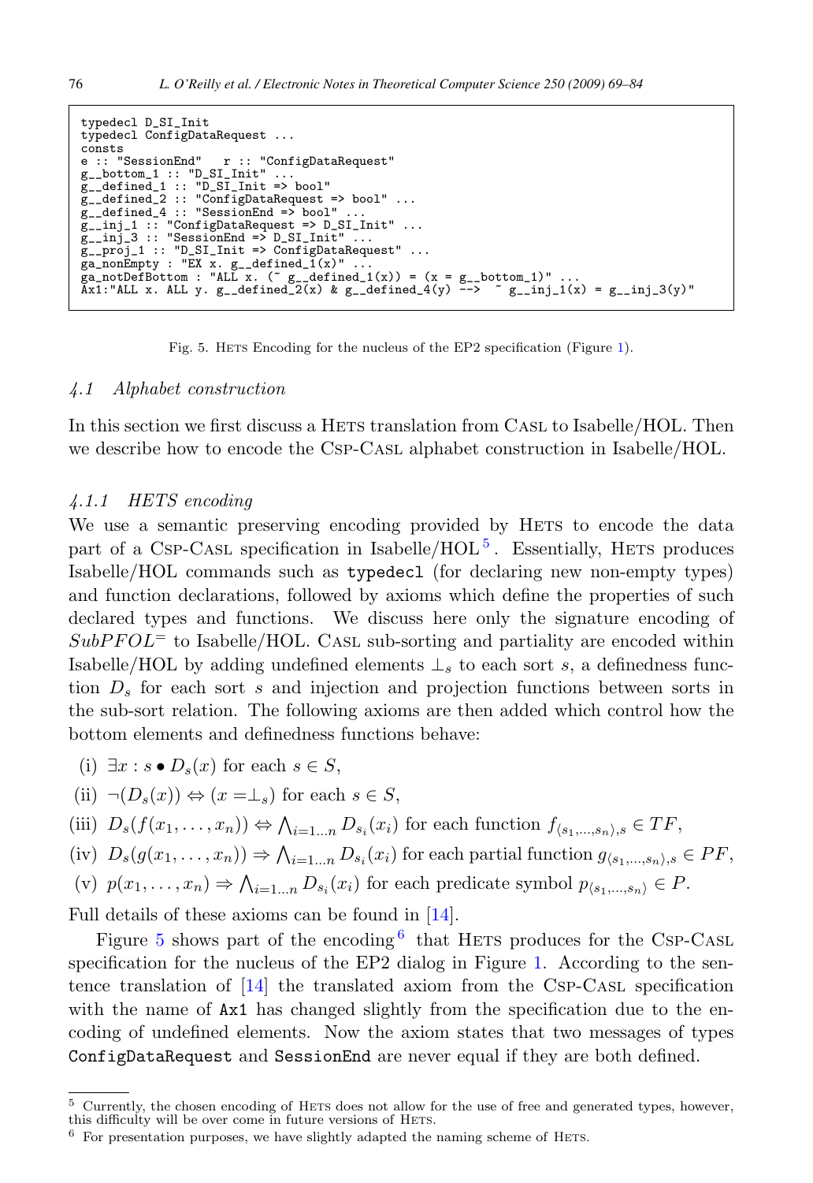```
typedecl D_SI_Init
typedecl ConfigDataRequest ...
consts
e :: "SessionEnd"   r :: "ConfigDataRequest"
g__bottom_1 :: "D_SI_Init" ...
g__defined_1 :: "D_SI_Init => bool"
g__defined_2 :: "ConfigDataRequest => bool" ...
g__defined_4 :: "SessionEnd => bool" ...
g__inj_1 :: "ConfigDataRequest => D_SI_Init" ...
g__inj_3 :: "SessionEnd => D_SI_Init" ...
g__proj_1 :: "D_SI_Init => ConfigDataRequest" ...
ga_nonEmpty : "EX x. g__defined_1(x)" ...
ga_notDefBottom : "ALL x. (~ g__defined_1(x)) = (x = g__bottom_1)" ...
Ax1:"ALL x. ALL y. g__defined_2(x) & g__defined_4(y) -->  ~ g__inj_1(x) = g__inj_3(y)"
```

Fig. 5. HETS Encoding for the nucleus of the EP2 specification (Figure 1).

### 4.1 Alphabet construction

In this section we first discuss a HETS translation from CASL to Isabelle/HOL. Then we describe how to encode the CSP-CASL alphabet construction in Isabelle/HOL.

#### 4.1.1 HETS encoding

We use a semantic preserving encoding provided by HETS to encode the data part of a CSP-CASL specification in Isabelle/HOL[5]. Essentially, HETS produces Isabelle/HOL commands such as `typedecl` (for declaring new non-empty types) and function declarations, followed by axioms which define the properties of such declared types and functions. We discuss here only the signature encoding of $SubPFOL^=$ to Isabelle/HOL. CASL sub-sorting and partiality are encoded within Isabelle/HOL by adding undefined elements $\perp_s$ to each sort $s$, a definedness function $D_s$ for each sort $s$ and injection and projection functions between sorts in the sub-sort relation. The following axioms are then added which control how the bottom elements and definedness functions behave:

(i) $\exists x : s \bullet D_s(x)$ for each $s \in S$,

(ii) $\neg(D_s(x)) \Leftrightarrow (x =\perp_s)$ for each $s \in S$,

(iii) $D_s(f(x_1, \ldots, x_n)) \Leftrightarrow \bigwedge_{i=1 \ldots n} D_{s_i}(x_i)$ for each function $f_{\langle s_1, \ldots, s_n \rangle, s} \in TF$,

(iv) $D_s(g(x_1, \ldots, x_n)) \Rightarrow \bigwedge_{i=1 \ldots n} D_{s_i}(x_i)$ for each partial function $g_{\langle s_1, \ldots, s_n \rangle, s} \in PF$,

(v) $p(x_1, \ldots, x_n) \Rightarrow \bigwedge_{i=1 \ldots n} D_{s_i}(x_i)$ for each predicate symbol $p_{\langle s_1, \ldots, s_n \rangle} \in P$.

Full details of these axioms can be found in [14].

Figure 5 shows part of the encoding[6] that HETS produces for the CSP-CASL specification for the nucleus of the EP2 dialog in Figure 1. According to the sentence translation of [14] the translated axiom from the CSP-CASL specification with the name of `Ax1` has changed slightly from the specification due to the encoding of undefined elements. Now the axiom states that two messages of types `ConfigDataRequest` and `SessionEnd` are never equal if they are both defined.

---

[5] Currently, the chosen encoding of HETS does not allow for the use of free and generated types, however, this difficulty will be over come in future versions of HETS.

[6] For presentation purposes, we have slightly adapted the naming scheme of HETS.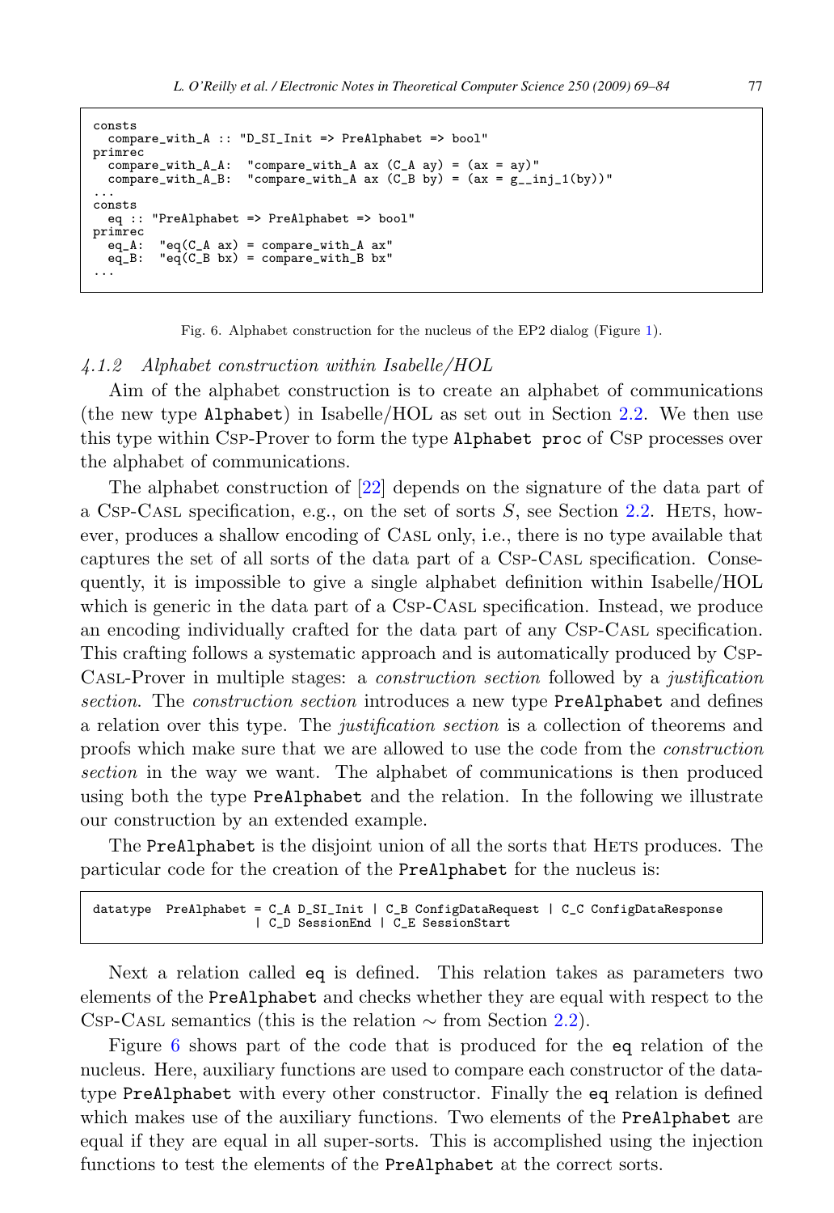```
consts
  compare_with_A :: "D_SI_Init => PreAlphabet => bool"
primrec
  compare_with_A_A:  "compare_with_A ax (C_A ay) = (ax = ay)"
  compare_with_A_B:  "compare_with_A ax (C_B by) = (ax = g__inj_1(by))"
...
consts
  eq :: "PreAlphabet => PreAlphabet => bool"
primrec
  eq_A:  "eq(C_A ax) = compare_with_A ax"
  eq_B:  "eq(C_B bx) = compare_with_B bx"
...
```

Fig. 6. Alphabet construction for the nucleus of the EP2 dialog (Figure 1).

#### 4.1.2 Alphabet construction within Isabelle/HOL

Aim of the alphabet construction is to create an alphabet of communications (the new type `Alphabet`) in Isabelle/HOL as set out in Section 2.2. We then use this type within Csp-Prover to form the type `Alphabet proc` of Csp processes over the alphabet of communications.

The alphabet construction of [22] depends on the signature of the data part of a Csp-Casl specification, e.g., on the set of sorts $S$, see Section 2.2. Hets, however, produces a shallow encoding of Casl only, i.e., there is no type available that captures the set of all sorts of the data part of a Csp-Casl specification. Consequently, it is impossible to give a single alphabet definition within Isabelle/HOL which is generic in the data part of a Csp-Casl specification. Instead, we produce an encoding individually crafted for the data part of any Csp-Casl specification. This crafting follows a systematic approach and is automatically produced by Csp-Casl-Prover in multiple stages: a *construction section* followed by a *justification section*. The *construction section* introduces a new type `PreAlphabet` and defines a relation over this type. The *justification section* is a collection of theorems and proofs which make sure that we are allowed to use the code from the *construction section* in the way we want. The alphabet of communications is then produced using both the type `PreAlphabet` and the relation. In the following we illustrate our construction by an extended example.

The `PreAlphabet` is the disjoint union of all the sorts that Hets produces. The particular code for the creation of the `PreAlphabet` for the nucleus is:

```
datatype  PreAlphabet = C_A D_SI_Init | C_B ConfigDataRequest | C_C ConfigDataResponse
                      | C_D SessionEnd | C_E SessionStart
```

Next a relation called `eq` is defined. This relation takes as parameters two elements of the `PreAlphabet` and checks whether they are equal with respect to the Csp-Casl semantics (this is the relation $\sim$ from Section 2.2).

Figure 6 shows part of the code that is produced for the `eq` relation of the nucleus. Here, auxiliary functions are used to compare each constructor of the datatype `PreAlphabet` with every other constructor. Finally the `eq` relation is defined which makes use of the auxiliary functions. Two elements of the `PreAlphabet` are equal if they are equal in all super-sorts. This is accomplished using the injection functions to test the elements of the `PreAlphabet` at the correct sorts.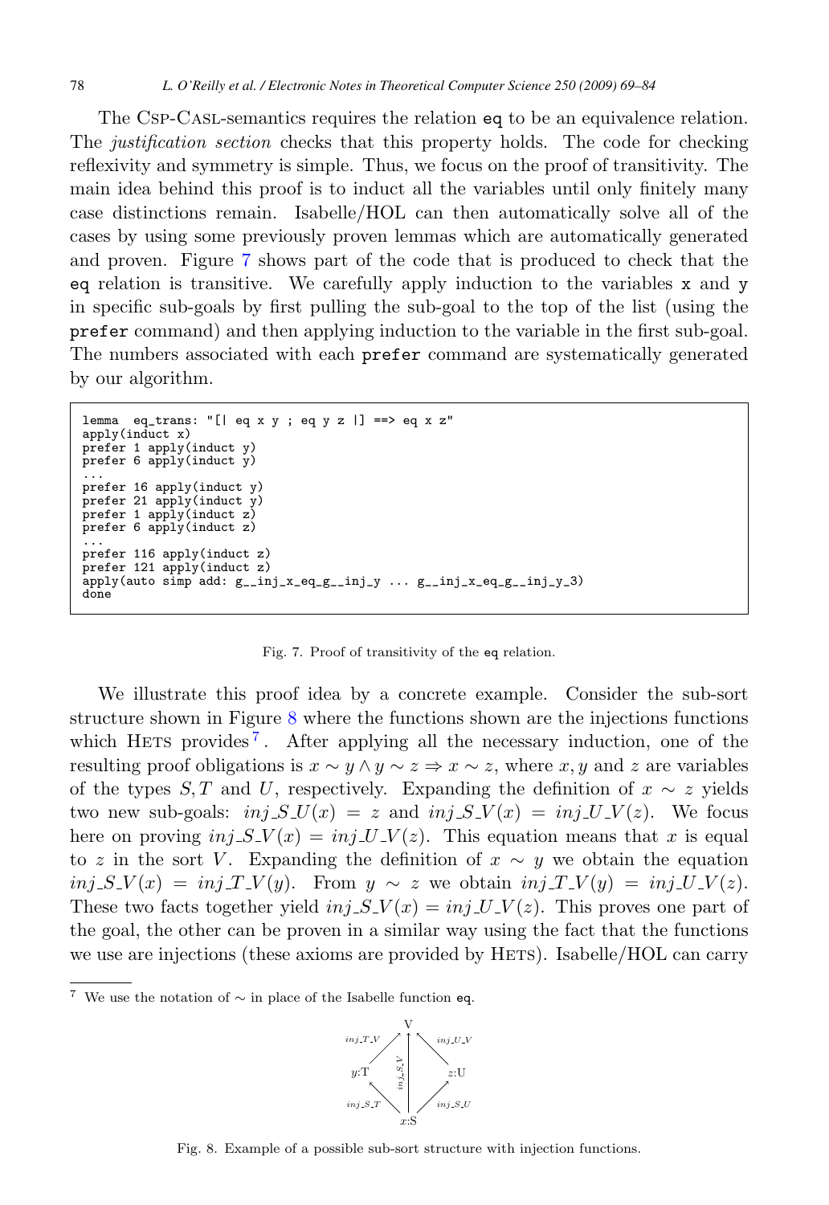The Csp-Casl-semantics requires the relation `eq` to be an equivalence relation. The *justification section* checks that this property holds. The code for checking reflexivity and symmetry is simple. Thus, we focus on the proof of transitivity. The main idea behind this proof is to induct all the variables until only finitely many case distinctions remain. Isabelle/HOL can then automatically solve all of the cases by using some previously proven lemmas which are automatically generated and proven. Figure 7 shows part of the code that is produced to check that the `eq` relation is transitive. We carefully apply induction to the variables `x` and `y` in specific sub-goals by first pulling the sub-goal to the top of the list (using the `prefer` command) and then applying induction to the variable in the first sub-goal. The numbers associated with each `prefer` command are systematically generated by our algorithm.

```
lemma  eq_trans: "[| eq x y ; eq y z |] ==> eq x z"
apply(induct x)
prefer 1 apply(induct y)
prefer 6 apply(induct y)
...
prefer 16 apply(induct y)
prefer 21 apply(induct y)
prefer 1 apply(induct z)
prefer 6 apply(induct z)
...
prefer 116 apply(induct z)
prefer 121 apply(induct z)
apply(auto simp add: g__inj_x_eq_g__inj_y ... g__inj_x_eq_g__inj_y_3)
done
```

Fig. 7. Proof of transitivity of the `eq` relation.

We illustrate this proof idea by a concrete example. Consider the sub-sort structure shown in Figure 8 where the functions shown are the injections functions which Hets provides[7]. After applying all the necessary induction, one of the resulting proof obligations is $x \sim y \wedge y \sim z \Rightarrow x \sim z$, where $x, y$ and $z$ are variables of the types $S, T$ and $U$, respectively. Expanding the definition of $x \sim z$ yields two new sub-goals: $inj\_S\_U(x) = z$ and $inj\_S\_V(x) = inj\_U\_V(z)$. We focus here on proving $inj\_S\_V(x) = inj\_U\_V(z)$. This equation means that $x$ is equal to $z$ in the sort $V$. Expanding the definition of $x \sim y$ we obtain the equation $inj\_S\_V(x) = inj\_T\_V(y)$. From $y \sim z$ we obtain $inj\_T\_V(y) = inj\_U\_V(z)$. These two facts together yield $inj\_S\_V(x) = inj\_U\_V(z)$. This proves one part of the goal, the other can be proven in a similar way using the fact that the functions we use are injections (these axioms are provided by Hets). Isabelle/HOL can carry

[7] We use the notation of $\sim$ in place of the Isabelle function `eq`.

Fig. 8. Example of a possible sub-sort structure with injection functions.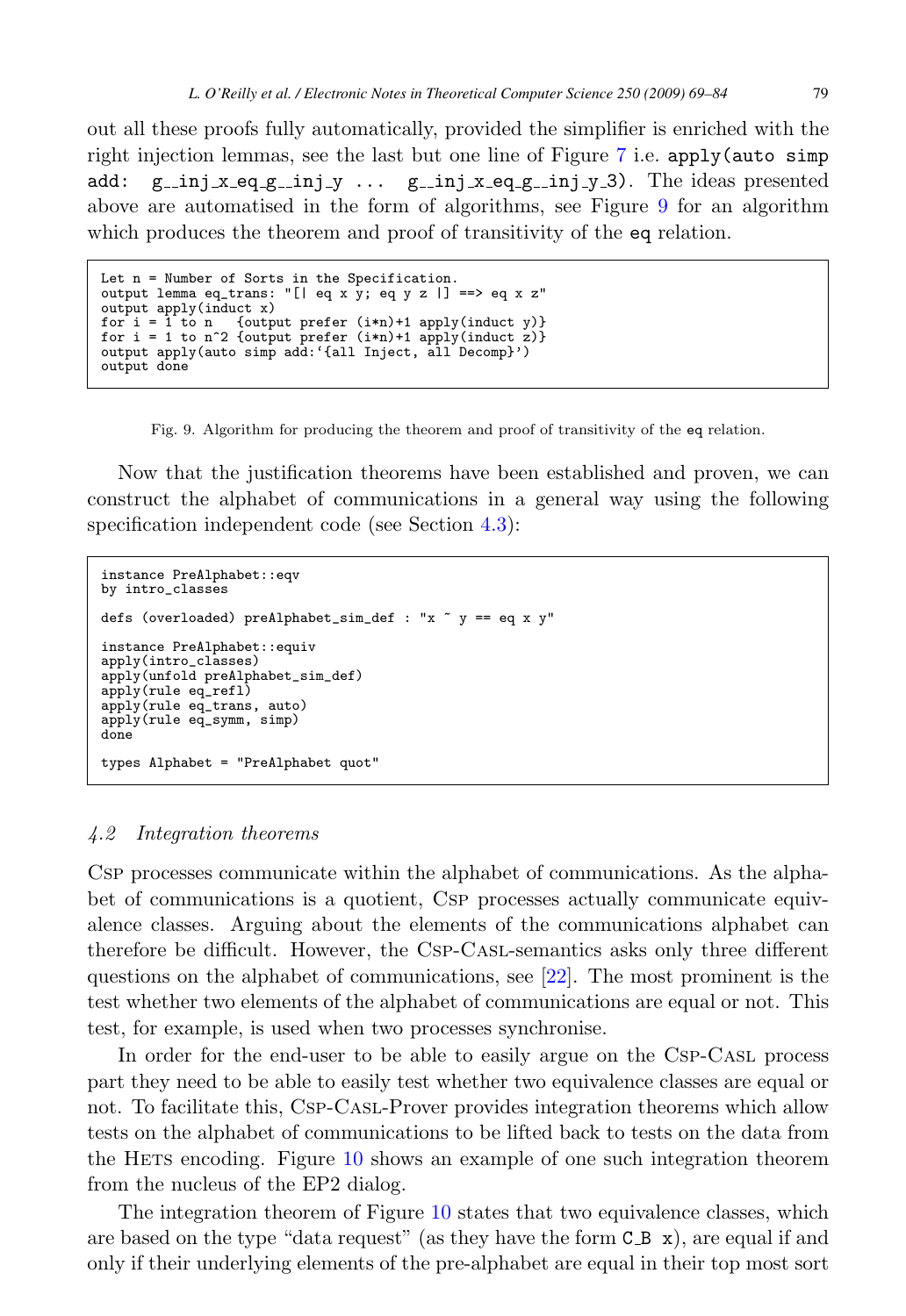out all these proofs fully automatically, provided the simplifier is enriched with the right injection lemmas, see the last but one line of Figure 7 i.e. `apply(auto simp add: g__inj_x_eq_g__inj_y ... g__inj_x_eq_g__inj_y_3)`. The ideas presented above are automatised in the form of algorithms, see Figure 9 for an algorithm which produces the theorem and proof of transitivity of the `eq` relation.

```
Let n = Number of Sorts in the Specification.
output lemma eq_trans: "[| eq x y; eq y z |] ==> eq x z"
output apply(induct x)
for i = 1 to n   {output prefer (i*n)+1 apply(induct y)}
for i = 1 to n^2 {output prefer (i*n)+1 apply(induct z)}
output apply(auto simp add:'{all Inject, all Decomp}')
output done
```

Fig. 9. Algorithm for producing the theorem and proof of transitivity of the `eq` relation.

Now that the justification theorems have been established and proven, we can construct the alphabet of communications in a general way using the following specification independent code (see Section 4.3):

```
instance PreAlphabet::eqv
by intro_classes

defs (overloaded) preAlphabet_sim_def : "x ~ y == eq x y"

instance PreAlphabet::equiv
apply(intro_classes)
apply(unfold preAlphabet_sim_def)
apply(rule eq_refl)
apply(rule eq_trans, auto)
apply(rule eq_symm, simp)
done

types Alphabet = "PreAlphabet quot"
```

### *4.2 Integration theorems*

Csp processes communicate within the alphabet of communications. As the alphabet of communications is a quotient, Csp processes actually communicate equivalence classes. Arguing about the elements of the communications alphabet can therefore be difficult. However, the Csp-Casl-semantics asks only three different questions on the alphabet of communications, see [22]. The most prominent is the test whether two elements of the alphabet of communications are equal or not. This test, for example, is used when two processes synchronise.

In order for the end-user to be able to easily argue on the Csp-Casl process part they need to be able to easily test whether two equivalence classes are equal or not. To facilitate this, Csp-Casl-Prover provides integration theorems which allow tests on the alphabet of communications to be lifted back to tests on the data from the Hets encoding. Figure 10 shows an example of one such integration theorem from the nucleus of the EP2 dialog.

The integration theorem of Figure 10 states that two equivalence classes, which are based on the type "data request" (as they have the form `C_B x`), are equal if and only if their underlying elements of the pre-alphabet are equal in their top most sort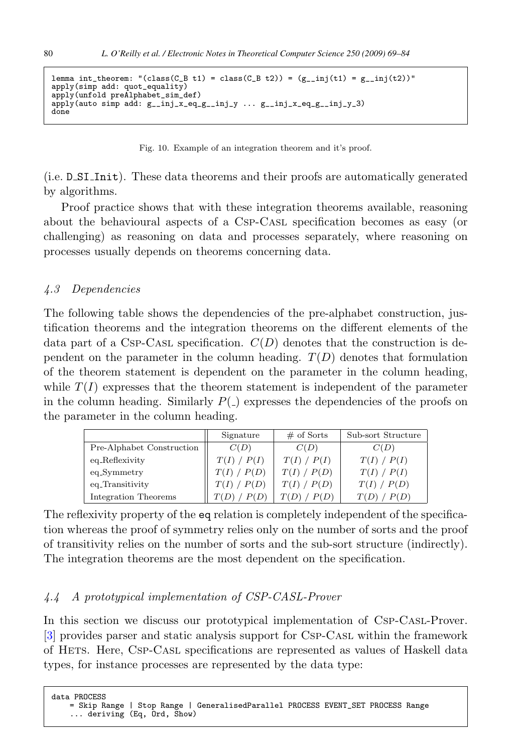```
lemma int_theorem: "(class(C_B t1) = class(C_B t2)) = (g__inj(t1) = g__inj(t2))"
apply(simp add: quot_equality)
apply(unfold preAlphabet_sim_def)
apply(auto simp add: g__inj_x_eq_g__inj_y ... g__inj_x_eq_g__inj_y_3)
done
```

Fig. 10. Example of an integration theorem and it's proof.

(i.e. D_SI_Init). These data theorems and their proofs are automatically generated by algorithms.

Proof practice shows that with these integration theorems available, reasoning about the behavioural aspects of a Csp-Casl specification becomes as easy (or challenging) as reasoning on data and processes separately, where reasoning on processes usually depends on theorems concerning data.

### 4.3 Dependencies

The following table shows the dependencies of the pre-alphabet construction, justification theorems and the integration theorems on the different elements of the data part of a Csp-Casl specification. $C(D)$ denotes that the construction is dependent on the parameter in the column heading. $T(D)$ denotes that formulation of the theorem statement is dependent on the parameter in the column heading, while $T(I)$ expresses that the theorem statement is independent of the parameter in the column heading. Similarly $P(\_)$ expresses the dependencies of the proofs on the parameter in the column heading.

| | Signature | # of Sorts | Sub-sort Structure |
|---|---|---|---|
| Pre-Alphabet Construction | $C(D)$ | $C(D)$ | $C(D)$ |
| eq_Reflexivity | $T(I)$ / $P(I)$ | $T(I)$ / $P(I)$ | $T(I)$ / $P(I)$ |
| eq_Symmetry | $T(I)$ / $P(D)$ | $T(I)$ / $P(D)$ | $T(I)$ / $P(I)$ |
| eq_Transitivity | $T(I)$ / $P(D)$ | $T(I)$ / $P(D)$ | $T(I)$ / $P(D)$ |
| Integration Theorems | $T(D)$ / $P(D)$ | $T(D)$ / $P(D)$ | $T(D)$ / $P(D)$ |

The reflexivity property of the eq relation is completely independent of the specification whereas the proof of symmetry relies only on the number of sorts and the proof of transitivity relies on the number of sorts and the sub-sort structure (indirectly). The integration theorems are the most dependent on the specification.

### 4.4 A prototypical implementation of CSP-CASL-Prover

In this section we discuss our prototypical implementation of Csp-Casl-Prover. [3] provides parser and static analysis support for Csp-Casl within the framework of Hets. Here, Csp-Casl specifications are represented as values of Haskell data types, for instance processes are represented by the data type:

```
data PROCESS
    = Skip Range | Stop Range | GeneralisedParallel PROCESS EVENT_SET PROCESS Range
    ... deriving (Eq, Ord, Show)
```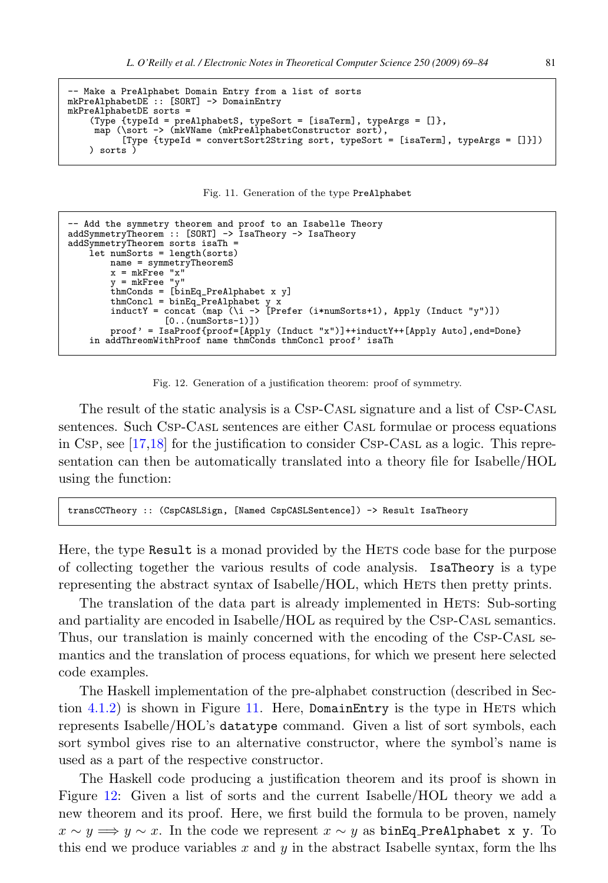```
-- Make a PreAlphabet Domain Entry from a list of sorts
mkPreAlphabetDE :: [SORT] -> DomainEntry
mkPreAlphabetDE sorts =
    (Type {typeId = preAlphabetS, typeSort = [isaTerm], typeArgs = []},
     map (\sort -> (mkVName (mkPreAlphabetConstructor sort),
          [Type {typeId = convertSort2String sort, typeSort = [isaTerm], typeArgs = []}])
    ) sorts )
```

Fig. 11. Generation of the type PreAlphabet

```
-- Add the symmetry theorem and proof to an Isabelle Theory
addSymmetryTheorem :: [SORT] -> IsaTheory -> IsaTheory
addSymmetryTheorem sorts isaTh =
    let numSorts = length(sorts)
        name = symmetryTheoremS
        x = mkFree "x"
        y = mkFree "y"
        thmConds = [binEq_PreAlphabet x y]
        thmConcl = binEq_PreAlphabet y x
        inductY = concat (map (\i -> [Prefer (i*numSorts+1), Apply (Induct "y")])
                  [0..(numSorts-1)])
        proof' = IsaProof{proof=[Apply (Induct "x")]++inductY++[Apply Auto],end=Done}
    in addThreomWithProof name thmConds thmConcl proof' isaTh
```

Fig. 12. Generation of a justification theorem: proof of symmetry.

The result of the static analysis is a Csp-Casl signature and a list of Csp-Casl sentences. Such Csp-Casl sentences are either Casl formulae or process equations in Csp, see [17,18] for the justification to consider Csp-Casl as a logic. This representation can then be automatically translated into a theory file for Isabelle/HOL using the function:

```
transCCTheory :: (CspCASLSign, [Named CspCASLSentence]) -> Result IsaTheory
```

Here, the type `Result` is a monad provided by the Hets code base for the purpose of collecting together the various results of code analysis. `IsaTheory` is a type representing the abstract syntax of Isabelle/HOL, which Hets then pretty prints.

The translation of the data part is already implemented in Hets: Sub-sorting and partiality are encoded in Isabelle/HOL as required by the Csp-Casl semantics. Thus, our translation is mainly concerned with the encoding of the Csp-Casl semantics and the translation of process equations, for which we present here selected code examples.

The Haskell implementation of the pre-alphabet construction (described in Section 4.1.2) is shown in Figure 11. Here, `DomainEntry` is the type in Hets which represents Isabelle/HOL's `datatype` command. Given a list of sort symbols, each sort symbol gives rise to an alternative constructor, where the symbol's name is used as a part of the respective constructor.

The Haskell code producing a justification theorem and its proof is shown in Figure 12: Given a list of sorts and the current Isabelle/HOL theory we add a new theorem and its proof. Here, we first build the formula to be proven, namely $x \sim y \Longrightarrow y \sim x$. In the code we represent $x \sim y$ as `binEq_PreAlphabet x y`. To this end we produce variables $x$ and $y$ in the abstract Isabelle syntax, form the lhs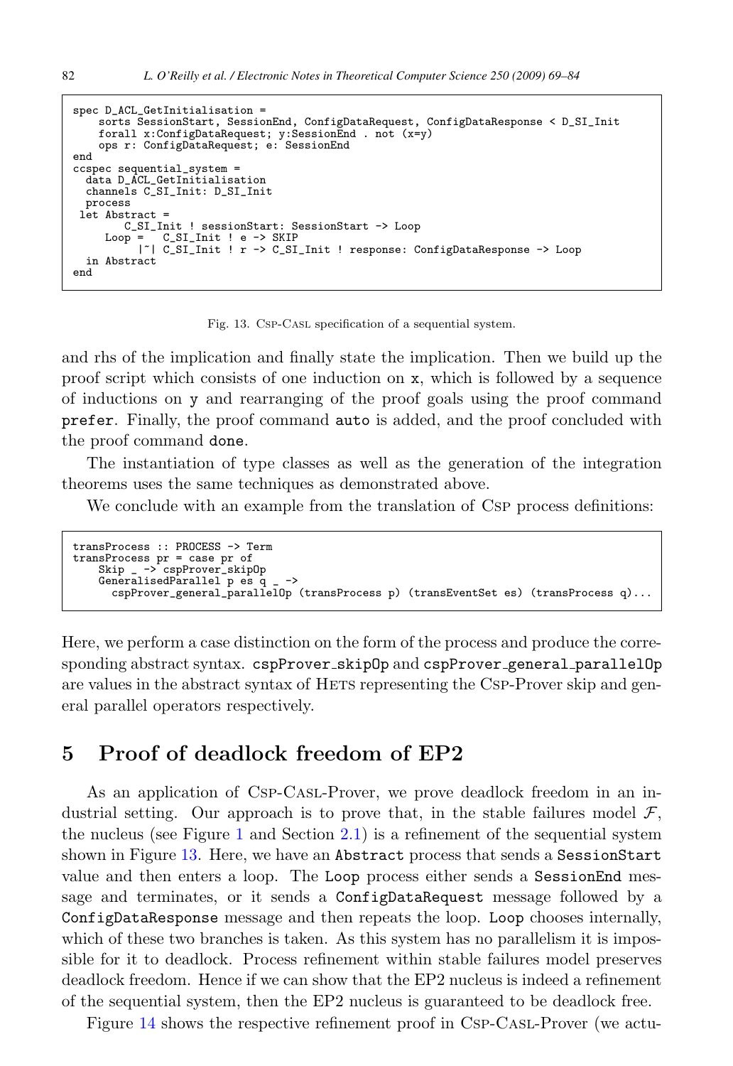```
spec D_ACL_GetInitialisation =
    sorts SessionStart, SessionEnd, ConfigDataRequest, ConfigDataResponse < D_SI_Init
    forall x:ConfigDataRequest; y:SessionEnd . not (x=y)
    ops r: ConfigDataRequest; e: SessionEnd
end
ccspec sequential_system =
  data D_ACL_GetInitialisation
  channels C_SI_Init: D_SI_Init
  process
 let Abstract =
        C_SI_Init ! sessionStart: SessionStart -> Loop
     Loop =   C_SI_Init ! e -> SKIP
          |~| C_SI_Init ! r -> C_SI_Init ! response: ConfigDataResponse -> Loop
  in Abstract
end
```

Fig. 13. Csp-Casl specification of a sequential system.

and rhs of the implication and finally state the implication. Then we build up the proof script which consists of one induction on x, which is followed by a sequence of inductions on y and rearranging of the proof goals using the proof command `prefer`. Finally, the proof command `auto` is added, and the proof concluded with the proof command `done`.

The instantiation of type classes as well as the generation of the integration theorems uses the same techniques as demonstrated above.

We conclude with an example from the translation of Csp process definitions:

```
transProcess :: PROCESS -> Term
transProcess pr = case pr of
    Skip _ -> cspProver_skipOp
    GeneralisedParallel p es q _ ->
      cspProver_general_parallelOp (transProcess p) (transEventSet es) (transProcess q)...
```

Here, we perform a case distinction on the form of the process and produce the corresponding abstract syntax. `cspProver_skipOp` and `cspProver_general_parallelOp` are values in the abstract syntax of Hets representing the Csp-Prover skip and general parallel operators respectively.

## 5 Proof of deadlock freedom of EP2

As an application of Csp-Casl-Prover, we prove deadlock freedom in an industrial setting. Our approach is to prove that, in the stable failures model $\mathcal{F}$, the nucleus (see Figure 1 and Section 2.1) is a refinement of the sequential system shown in Figure 13. Here, we have an `Abstract` process that sends a `SessionStart` value and then enters a loop. The `Loop` process either sends a `SessionEnd` message and terminates, or it sends a `ConfigDataRequest` message followed by a `ConfigDataResponse` message and then repeats the loop. `Loop` chooses internally, which of these two branches is taken. As this system has no parallelism it is impossible for it to deadlock. Process refinement within stable failures model preserves deadlock freedom. Hence if we can show that the EP2 nucleus is indeed a refinement of the sequential system, then the EP2 nucleus is guaranteed to be deadlock free.

Figure 14 shows the respective refinement proof in Csp-Casl-Prover (we actu-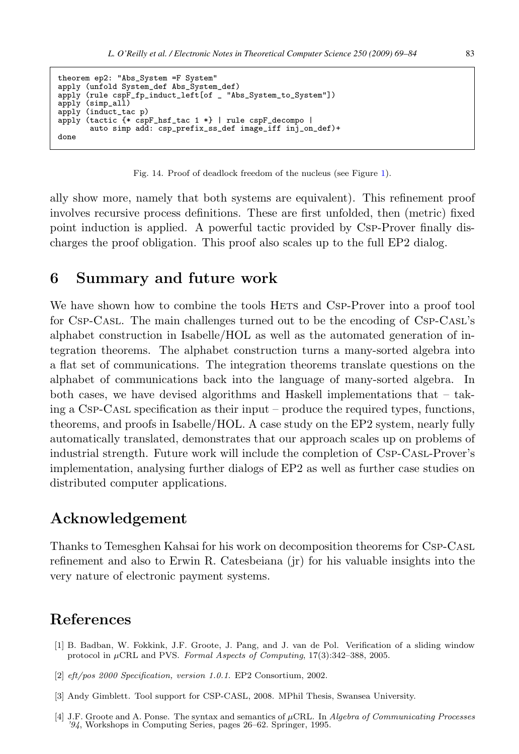```
theorem ep2: "Abs_System =F System"
apply (unfold System_def Abs_System_def)
apply (rule cspF_fp_induct_left[of _ "Abs_System_to_System"])
apply (simp_all)
apply (induct_tac p)
apply (tactic {* cspF_hsf_tac 1 *} | rule cspF_decompo |
       auto simp add: csp_prefix_ss_def image_iff inj_on_def)+
done
```

Fig. 14. Proof of deadlock freedom of the nucleus (see Figure 1).

ally show more, namely that both systems are equivalent). This refinement proof involves recursive process definitions. These are first unfolded, then (metric) fixed point induction is applied. A powerful tactic provided by Csp-Prover finally discharges the proof obligation. This proof also scales up to the full EP2 dialog.

## 6 Summary and future work

We have shown how to combine the tools Hets and Csp-Prover into a proof tool for Csp-Casl. The main challenges turned out to be the encoding of Csp-Casl's alphabet construction in Isabelle/HOL as well as the automated generation of integration theorems. The alphabet construction turns a many-sorted algebra into a flat set of communications. The integration theorems translate questions on the alphabet of communications back into the language of many-sorted algebra. In both cases, we have devised algorithms and Haskell implementations that – taking a Csp-Casl specification as their input – produce the required types, functions, theorems, and proofs in Isabelle/HOL. A case study on the EP2 system, nearly fully automatically translated, demonstrates that our approach scales up on problems of industrial strength. Future work will include the completion of Csp-Casl-Prover's implementation, analysing further dialogs of EP2 as well as further case studies on distributed computer applications.

## Acknowledgement

Thanks to Temesghen Kahsai for his work on decomposition theorems for Csp-Casl refinement and also to Erwin R. Catesbeiana (jr) for his valuable insights into the very nature of electronic payment systems.

## References

[1] B. Badban, W. Fokkink, J.F. Groote, J. Pang, and J. van de Pol. Verification of a sliding window protocol in $\mu$CRL and PVS. *Formal Aspects of Computing*, 17(3):342–388, 2005.

[2] *eft/pos 2000 Specification, version 1.0.1.* EP2 Consortium, 2002.

[3] Andy Gimblett. Tool support for CSP-CASL, 2008. MPhil Thesis, Swansea University.

[4] J.F. Groote and A. Ponse. The syntax and semantics of $\mu$CRL. In *Algebra of Communicating Processes '94*, Workshops in Computing Series, pages 26–62. Springer, 1995.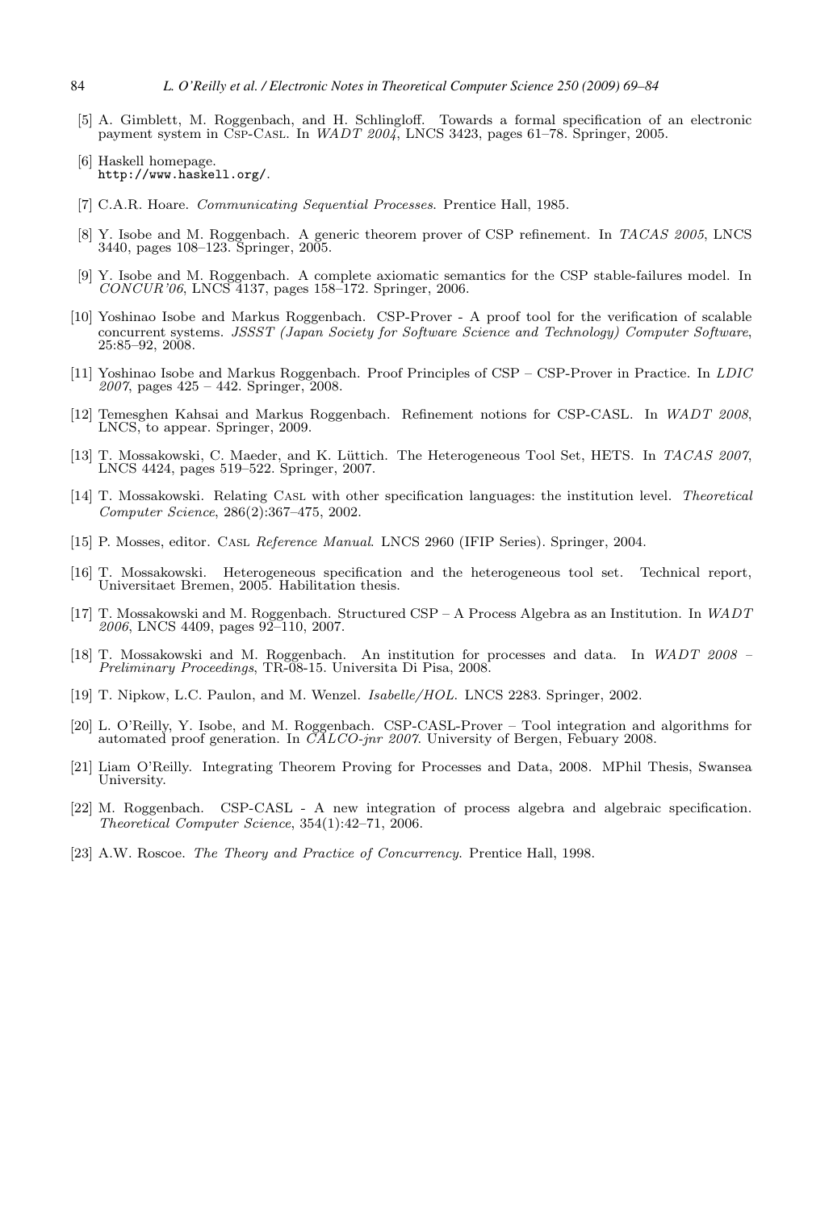[5] A. Gimblett, M. Roggenbach, and H. Schlingloff. Towards a formal specification of an electronic payment system in Csp-Casl. In *WADT 2004*, LNCS 3423, pages 61–78. Springer, 2005.

[6] Haskell homepage. `http://www.haskell.org/`.

[7] C.A.R. Hoare. *Communicating Sequential Processes*. Prentice Hall, 1985.

[8] Y. Isobe and M. Roggenbach. A generic theorem prover of CSP refinement. In *TACAS 2005*, LNCS 3440, pages 108–123. Springer, 2005.

[9] Y. Isobe and M. Roggenbach. A complete axiomatic semantics for the CSP stable-failures model. In *CONCUR'06*, LNCS 4137, pages 158–172. Springer, 2006.

[10] Yoshinao Isobe and Markus Roggenbach. CSP-Prover - A proof tool for the verification of scalable concurrent systems. *JSSST (Japan Society for Software Science and Technology) Computer Software*, 25:85–92, 2008.

[11] Yoshinao Isobe and Markus Roggenbach. Proof Principles of CSP – CSP-Prover in Practice. In *LDIC 2007*, pages 425 – 442. Springer, 2008.

[12] Temesghen Kahsai and Markus Roggenbach. Refinement notions for CSP-CASL. In *WADT 2008*, LNCS, to appear. Springer, 2009.

[13] T. Mossakowski, C. Maeder, and K. Lüttich. The Heterogeneous Tool Set, HETS. In *TACAS 2007*, LNCS 4424, pages 519–522. Springer, 2007.

[14] T. Mossakowski. Relating Casl with other specification languages: the institution level. *Theoretical Computer Science*, 286(2):367–475, 2002.

[15] P. Mosses, editor. Casl *Reference Manual*. LNCS 2960 (IFIP Series). Springer, 2004.

[16] T. Mossakowski. Heterogeneous specification and the heterogeneous tool set. Technical report, Universitaet Bremen, 2005. Habilitation thesis.

[17] T. Mossakowski and M. Roggenbach. Structured CSP – A Process Algebra as an Institution. In *WADT 2006*, LNCS 4409, pages 92–110, 2007.

[18] T. Mossakowski and M. Roggenbach. An institution for processes and data. In *WADT 2008 – Preliminary Proceedings*, TR-08-15. Universita Di Pisa, 2008.

[19] T. Nipkow, L.C. Paulon, and M. Wenzel. *Isabelle/HOL*. LNCS 2283. Springer, 2002.

[20] L. O'Reilly, Y. Isobe, and M. Roggenbach. CSP-CASL-Prover – Tool integration and algorithms for automated proof generation. In *CALCO-jnr 2007*. University of Bergen, Febuary 2008.

[21] Liam O'Reilly. Integrating Theorem Proving for Processes and Data, 2008. MPhil Thesis, Swansea University.

[22] M. Roggenbach. CSP-CASL - A new integration of process algebra and algebraic specification. *Theoretical Computer Science*, 354(1):42–71, 2006.

[23] A.W. Roscoe. *The Theory and Practice of Concurrency*. Prentice Hall, 1998.